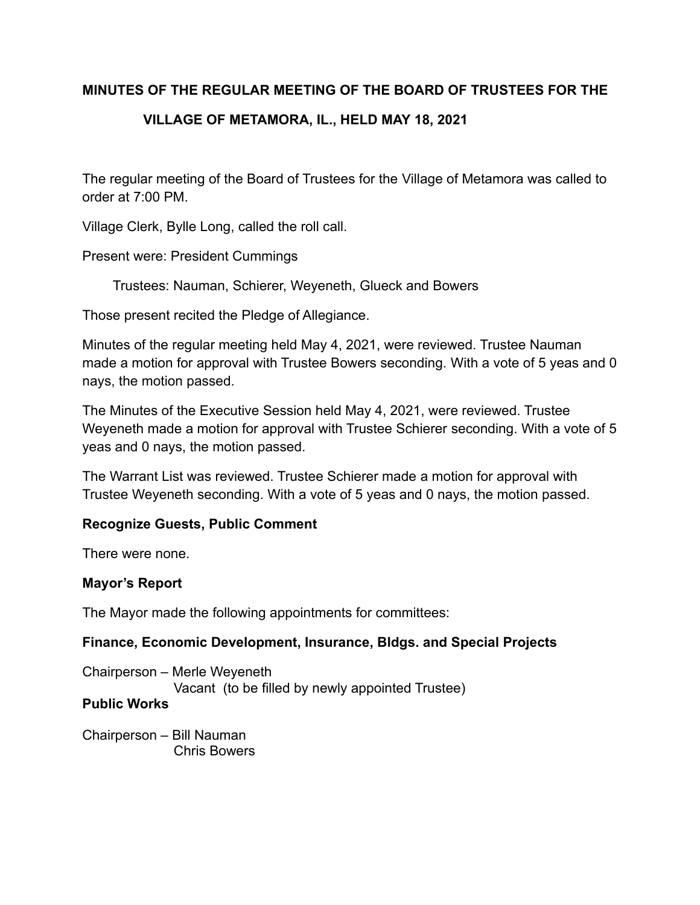**MINUTES OF THE REGULAR MEETING OF THE BOARD OF TRUSTEES FOR THE VILLAGE OF METAMORA, IL., HELD MAY 18, 2021**

The regular meeting of the Board of Trustees for the Village of Metamora was called to order at 7:00 PM.

Village Clerk, Bylle Long, called the roll call.

Present were: President Cummings

Trustees: Nauman, Schierer, Weyeneth, Glueck and Bowers

Those present recited the Pledge of Allegiance.

Minutes of the regular meeting held May 4, 2021, were reviewed. Trustee Nauman made a motion for approval with Trustee Bowers seconding. With a vote of 5 yeas and 0 nays, the motion passed.

The Minutes of the Executive Session held May 4, 2021, were reviewed. Trustee Weyeneth made a motion for approval with Trustee Schierer seconding. With a vote of 5 yeas and 0 nays, the motion passed.

The Warrant List was reviewed. Trustee Schierer made a motion for approval with Trustee Weyeneth seconding. With a vote of 5 yeas and 0 nays, the motion passed.

**Recognize Guests, Public Comment**

There were none.

**Mayor's Report**

The Mayor made the following appointments for committees:

**Finance, Economic Development, Insurance, Bldgs. and Special Projects**

Chairperson – Merle Weyeneth
Vacant (to be filled by newly appointed Trustee)

**Public Works**

Chairperson – Bill Nauman
Chris Bowers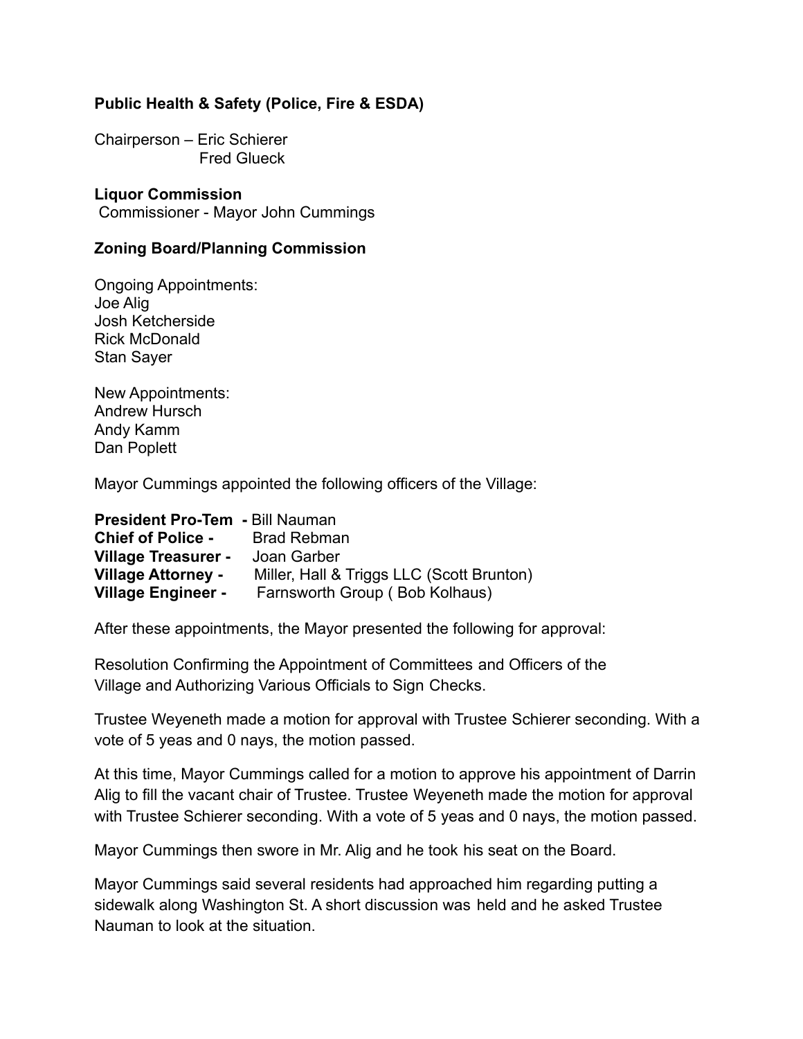**Public Health & Safety (Police, Fire & ESDA)**

Chairperson – Eric Schierer
Fred Glueck

**Liquor Commission**
Commissioner - Mayor John Cummings

**Zoning Board/Planning Commission**

Ongoing Appointments:
Joe Alig
Josh Ketcherside
Rick McDonald
Stan Sayer

New Appointments:
Andrew Hursch
Andy Kamm
Dan Poplett

Mayor Cummings appointed the following officers of the Village:

**President Pro-Tem -** Bill Nauman
**Chief of Police -** Brad Rebman
**Village Treasurer -** Joan Garber
**Village Attorney -** Miller, Hall & Triggs LLC (Scott Brunton)
**Village Engineer -** Farnsworth Group ( Bob Kolhaus)

After these appointments, the Mayor presented the following for approval:

Resolution Confirming the Appointment of Committees and Officers of the Village and Authorizing Various Officials to Sign Checks.

Trustee Weyeneth made a motion for approval with Trustee Schierer seconding. With a vote of 5 yeas and 0 nays, the motion passed.

At this time, Mayor Cummings called for a motion to approve his appointment of Darrin Alig to fill the vacant chair of Trustee. Trustee Weyeneth made the motion for approval with Trustee Schierer seconding. With a vote of 5 yeas and 0 nays, the motion passed.

Mayor Cummings then swore in Mr. Alig and he took his seat on the Board.

Mayor Cummings said several residents had approached him regarding putting a sidewalk along Washington St. A short discussion was held and he asked Trustee Nauman to look at the situation.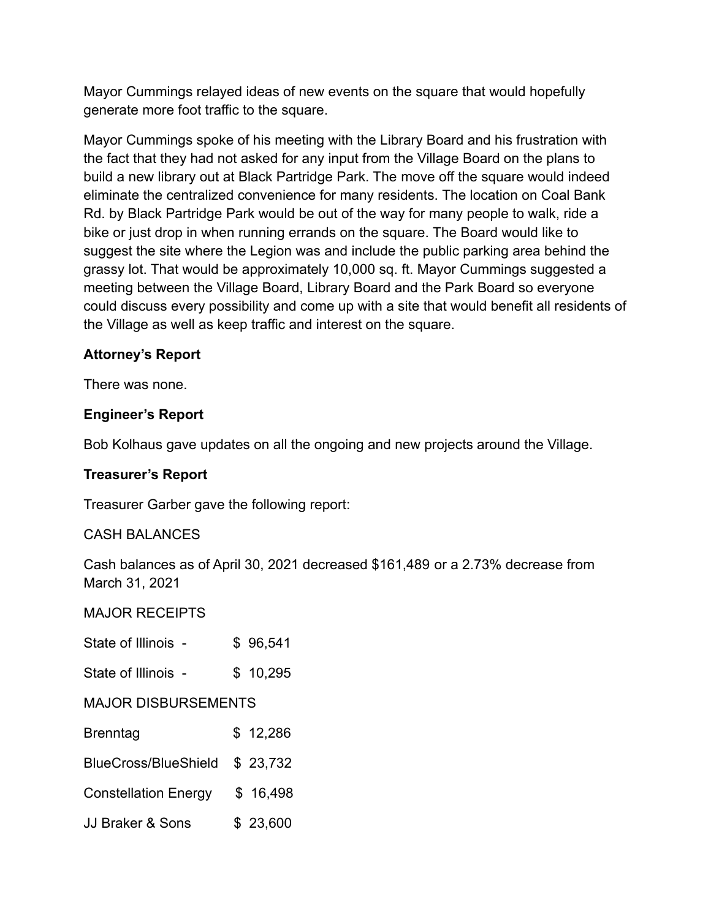Mayor Cummings relayed ideas of new events on the square that would hopefully generate more foot traffic to the square.

Mayor Cummings spoke of his meeting with the Library Board and his frustration with the fact that they had not asked for any input from the Village Board on the plans to build a new library out at Black Partridge Park. The move off the square would indeed eliminate the centralized convenience for many residents. The location on Coal Bank Rd. by Black Partridge Park would be out of the way for many people to walk, ride a bike or just drop in when running errands on the square. The Board would like to suggest the site where the Legion was and include the public parking area behind the grassy lot. That would be approximately 10,000 sq. ft. Mayor Cummings suggested a meeting between the Village Board, Library Board and the Park Board so everyone could discuss every possibility and come up with a site that would benefit all residents of the Village as well as keep traffic and interest on the square.

**Attorney's Report**

There was none.

**Engineer's Report**

Bob Kolhaus gave updates on all the ongoing and new projects around the Village.

**Treasurer's Report**

Treasurer Garber gave the following report:

CASH BALANCES

Cash balances as of April 30, 2021 decreased $161,489 or a 2.73% decrease from March 31, 2021

MAJOR RECEIPTS

| | |
|---|---|
| State of Illinois - | $ 96,541 |
| State of Illinois - | $ 10,295 |

MAJOR DISBURSEMENTS

| | |
|---|---|
| Brenntag | $ 12,286 |
| BlueCross/BlueShield | $ 23,732 |
| Constellation Energy | $ 16,498 |
| JJ Braker & Sons | $ 23,600 |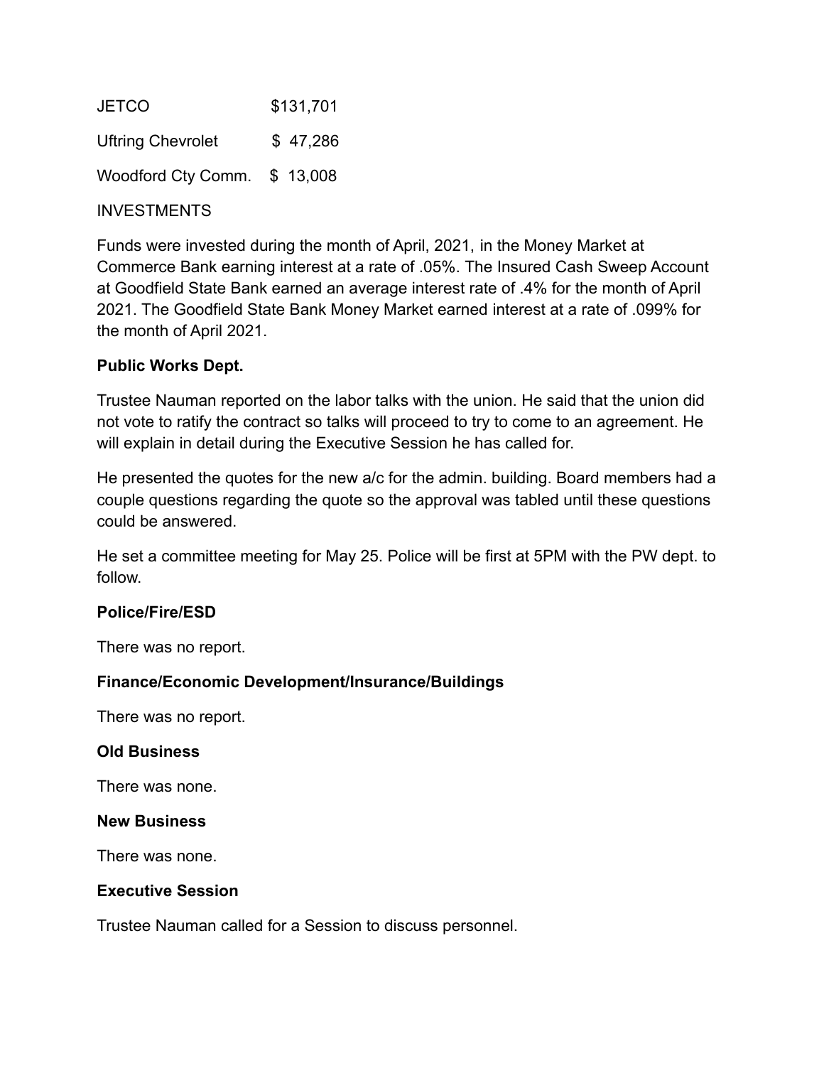| | |
|---|---|
| JETCO | $131,701 |
| Uftring Chevrolet | $ 47,286 |
| Woodford Cty Comm. | $ 13,008 |

INVESTMENTS

Funds were invested during the month of April, 2021, in the Money Market at Commerce Bank earning interest at a rate of .05%. The Insured Cash Sweep Account at Goodfield State Bank earned an average interest rate of .4% for the month of April 2021. The Goodfield State Bank Money Market earned interest at a rate of .099% for the month of April 2021.

**Public Works Dept.**

Trustee Nauman reported on the labor talks with the union. He said that the union did not vote to ratify the contract so talks will proceed to try to come to an agreement. He will explain in detail during the Executive Session he has called for.

He presented the quotes for the new a/c for the admin. building. Board members had a couple questions regarding the quote so the approval was tabled until these questions could be answered.

He set a committee meeting for May 25. Police will be first at 5PM with the PW dept. to follow.

**Police/Fire/ESD**

There was no report.

**Finance/Economic Development/Insurance/Buildings**

There was no report.

**Old Business**

There was none.

**New Business**

There was none.

**Executive Session**

Trustee Nauman called for a Session to discuss personnel.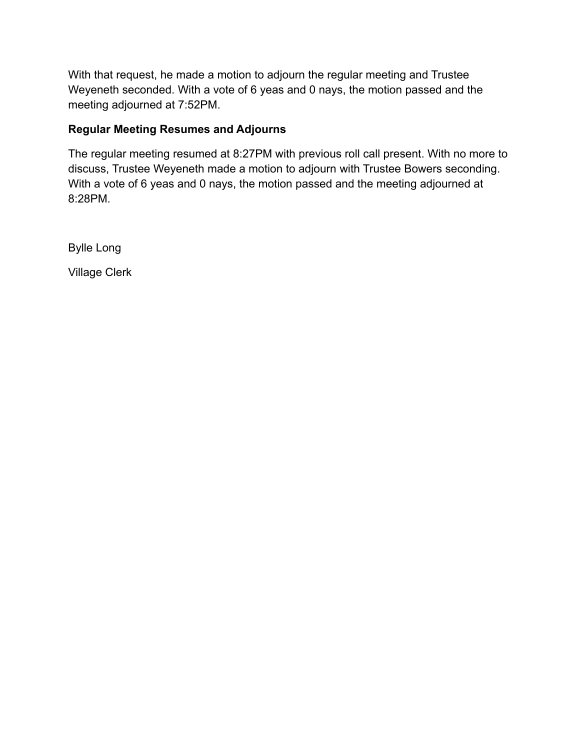With that request, he made a motion to adjourn the regular meeting and Trustee Weyeneth seconded. With a vote of 6 yeas and 0 nays, the motion passed and the meeting adjourned at 7:52PM.

**Regular Meeting Resumes and Adjourns**

The regular meeting resumed at 8:27PM with previous roll call present. With no more to discuss, Trustee Weyeneth made a motion to adjourn with Trustee Bowers seconding. With a vote of 6 yeas and 0 nays, the motion passed and the meeting adjourned at 8:28PM.

Bylle Long

Village Clerk